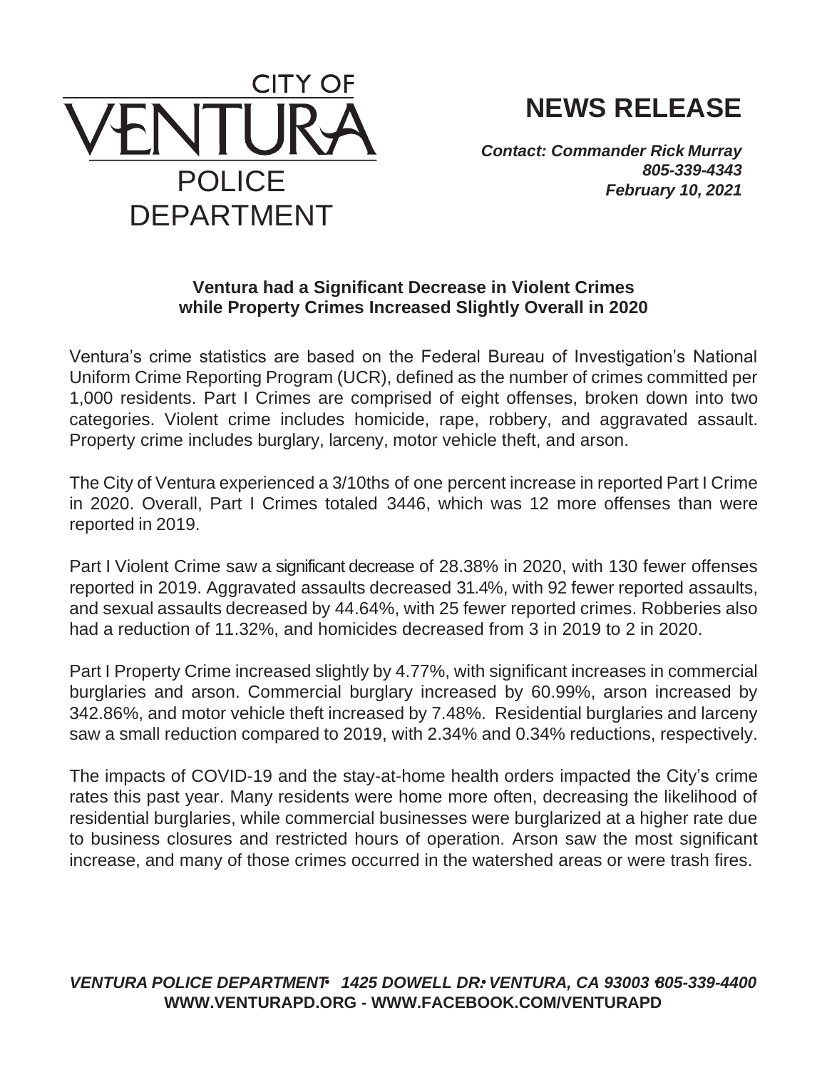CITY OF VENTURA POLICE DEPARTMENT

# NEWS RELEASE

***Contact: Commander Rick Murray***
***805-339-4343***
***February 10, 2021***

**Ventura had a Significant Decrease in Violent Crimes while Property Crimes Increased Slightly Overall in 2020**

Ventura's crime statistics are based on the Federal Bureau of Investigation's National Uniform Crime Reporting Program (UCR), defined as the number of crimes committed per 1,000 residents. Part I Crimes are comprised of eight offenses, broken down into two categories. Violent crime includes homicide, rape, robbery, and aggravated assault. Property crime includes burglary, larceny, motor vehicle theft, and arson.

The City of Ventura experienced a 3/10ths of one percent increase in reported Part I Crime in 2020. Overall, Part I Crimes totaled 3446, which was 12 more offenses than were reported in 2019.

Part I Violent Crime saw a significant decrease of 28.38% in 2020, with 130 fewer offenses reported in 2019. Aggravated assaults decreased 31.4%, with 92 fewer reported assaults, and sexual assaults decreased by 44.64%, with 25 fewer reported crimes. Robberies also had a reduction of 11.32%, and homicides decreased from 3 in 2019 to 2 in 2020.

Part I Property Crime increased slightly by 4.77%, with significant increases in commercial burglaries and arson. Commercial burglary increased by 60.99%, arson increased by 342.86%, and motor vehicle theft increased by 7.48%. Residential burglaries and larceny saw a small reduction compared to 2019, with 2.34% and 0.34% reductions, respectively.

The impacts of COVID-19 and the stay-at-home health orders impacted the City's crime rates this past year. Many residents were home more often, decreasing the likelihood of residential burglaries, while commercial businesses were burglarized at a higher rate due to business closures and restricted hours of operation. Arson saw the most significant increase, and many of those crimes occurred in the watershed areas or were trash fires.

***VENTURA POLICE DEPARTMENT • 1425 DOWELL DR • VENTURA, CA 93003 • 805-339-4400***
**WWW.VENTURAPD.ORG - WWW.FACEBOOK.COM/VENTURAPD**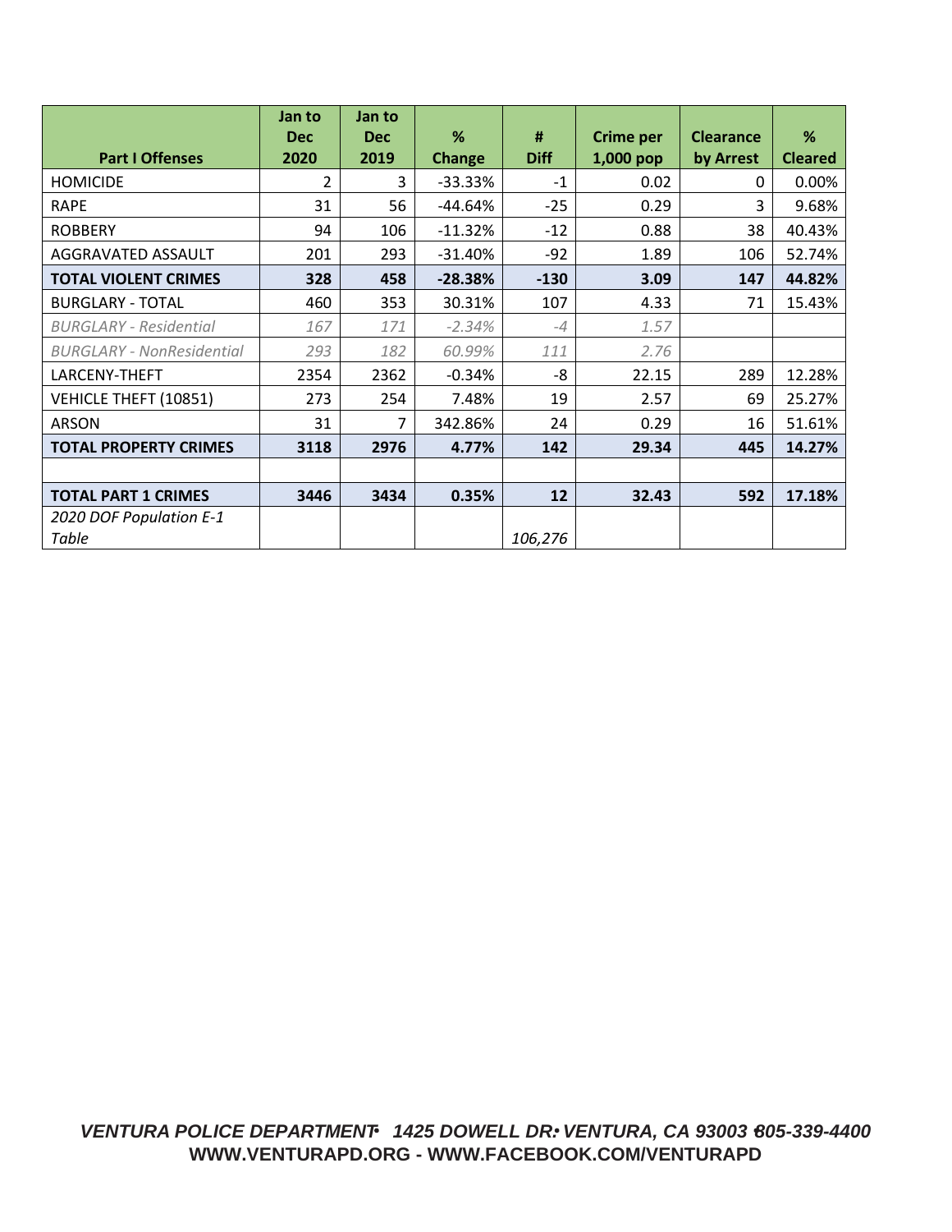| Part I Offenses | Jan to Dec 2020 | Jan to Dec 2019 | % Change | # Diff | Crime per 1,000 pop | Clearance by Arrest | % Cleared |
|---|---|---|---|---|---|---|---|
| HOMICIDE | 2 | 3 | -33.33% | -1 | 0.02 | 0 | 0.00% |
| RAPE | 31 | 56 | -44.64% | -25 | 0.29 | 3 | 9.68% |
| ROBBERY | 94 | 106 | -11.32% | -12 | 0.88 | 38 | 40.43% |
| AGGRAVATED ASSAULT | 201 | 293 | -31.40% | -92 | 1.89 | 106 | 52.74% |
| **TOTAL VIOLENT CRIMES** | **328** | **458** | **-28.38%** | **-130** | **3.09** | **147** | **44.82%** |
| BURGLARY - TOTAL | 460 | 353 | 30.31% | 107 | 4.33 | 71 | 15.43% |
| *BURGLARY - Residential* | *167* | *171* | *-2.34%* | *-4* | *1.57* | | |
| *BURGLARY - NonResidential* | *293* | *182* | *60.99%* | *111* | *2.76* | | |
| LARCENY-THEFT | 2354 | 2362 | -0.34% | -8 | 22.15 | 289 | 12.28% |
| VEHICLE THEFT (10851) | 273 | 254 | 7.48% | 19 | 2.57 | 69 | 25.27% |
| ARSON | 31 | 7 | 342.86% | 24 | 0.29 | 16 | 51.61% |
| **TOTAL PROPERTY CRIMES** | **3118** | **2976** | **4.77%** | **142** | **29.34** | **445** | **14.27%** |
| | | | | | | | |
| **TOTAL PART 1 CRIMES** | **3446** | **3434** | **0.35%** | **12** | **32.43** | **592** | **17.18%** |
| *2020 DOF Population E-1 Table* | | | | *106,276* | | | |

***VENTURA POLICE DEPARTMENT • 1425 DOWELL DR • VENTURA, CA 93003 • 805-339-4400***

**WWW.VENTURAPD.ORG - WWW.FACEBOOK.COM/VENTURAPD**